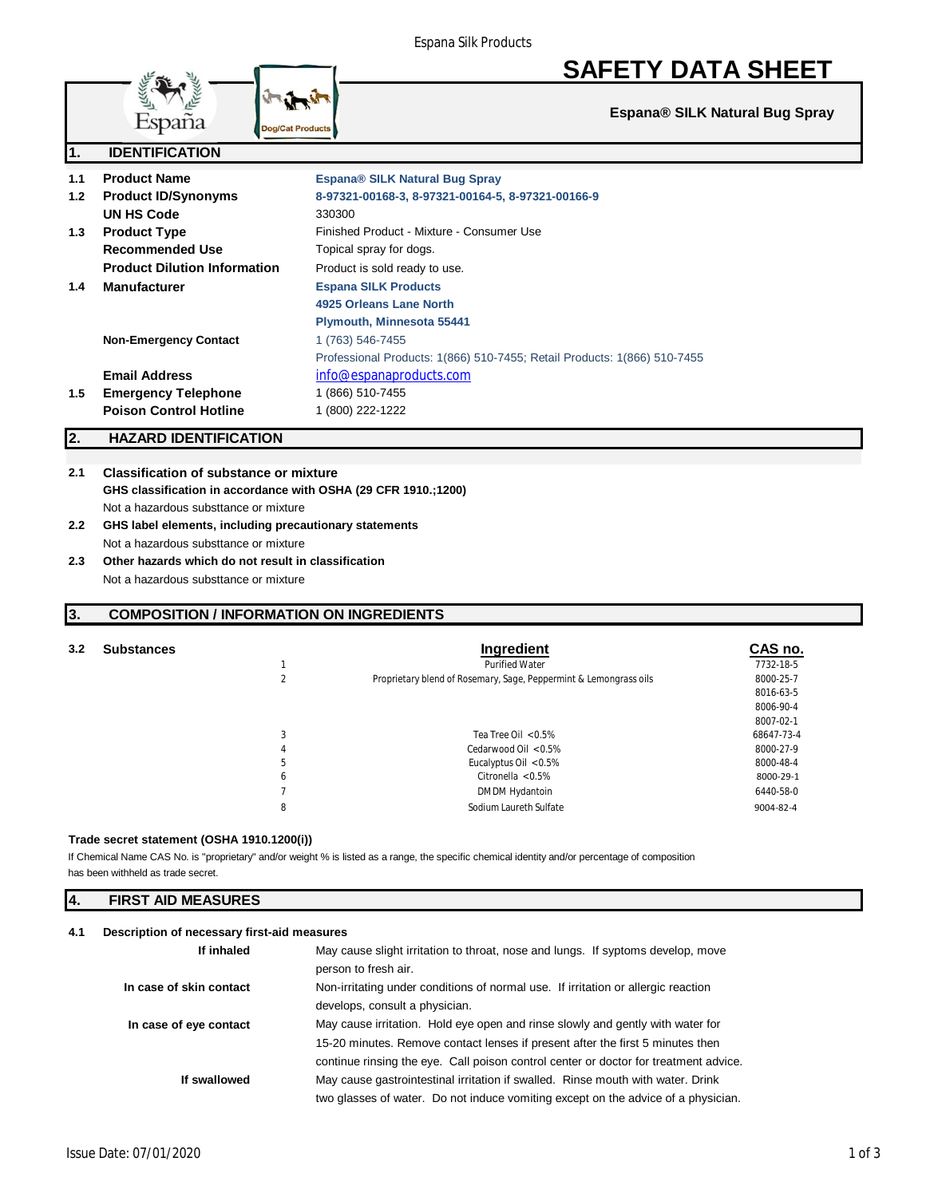# SAFETY DATA SHEET

**Espana® SILK Natural Bug Spray**

## 1. IDENTIFICATION

| | | |
|---|---|---|
| 1.1 | **Product Name** | **Espana® SILK Natural Bug Spray** |
| 1.2 | **Product ID/Synonyms** | **8-97321-00168-3, 8-97321-00164-5, 8-97321-00166-9** |
| | **UN HS Code** | 330300 |
| 1.3 | **Product Type** | Finished Product - Mixture - Consumer Use |
| | **Recommended Use** | Topical spray for dogs. |
| | **Product Dilution Information** | Product is sold ready to use. |
| 1.4 | **Manufacturer** | **Espana SILK Products**<br>**4925 Orleans Lane North**<br>**Plymouth, Minnesota 55441** |
| | **Non-Emergency Contact** | 1 (763) 546-7455<br>Professional Products: 1(866) 510-7455; Retail Products: 1(866) 510-7455 |
| | **Email Address** | info@espanaproducts.com |
| 1.5 | **Emergency Telephone** | 1 (866) 510-7455 |
| | **Poison Control Hotline** | 1 (800) 222-1222 |

## 2. HAZARD IDENTIFICATION

**2.1 Classification of substance or mixture**

**GHS classification in accordance with OSHA (29 CFR 1910.;1200)**

Not a hazardous substtance or mixture

**2.2 GHS label elements, including precautionary statements**

Not a hazardous substtance or mixture

**2.3 Other hazards which do not result in classification**

Not a hazardous substtance or mixture

## 3. COMPOSITION / INFORMATION ON INGREDIENTS

**3.2 Substances**

| | Ingredient | CAS no. |
|---|---|---|
| 1 | Purified Water | 7732-18-5 |
| 2 | Proprietary blend of Rosemary, Sage, Peppermint & Lemongrass oils | 8000-25-7<br>8016-63-5<br>8006-90-4<br>8007-02-1 |
| 3 | Tea Tree Oil <0.5% | 68647-73-4 |
| 4 | Cedarwood Oil <0.5% | 8000-27-9 |
| 5 | Eucalyptus Oil <0.5% | 8000-48-4 |
| 6 | Citronella <0.5% | 8000-29-1 |
| 7 | DMDM Hydantoin | 6440-58-0 |
| 8 | Sodium Laureth Sulfate | 9004-82-4 |

**Trade secret statement (OSHA 1910.1200(i))**

If Chemical Name CAS No. is "proprietary" and/or weight % is listed as a range, the specific chemical identity and/or percentage of composition has been withheld as trade secret.

## 4. FIRST AID MEASURES

**4.1 Description of necessary first-aid measures**

| | |
|---|---|
| **If inhaled** | May cause slight irritation to throat, nose and lungs. If syptoms develop, move person to fresh air. |
| **In case of skin contact** | Non-irritating under conditions of normal use. If irritation or allergic reaction develops, consult a physician. |
| **In case of eye contact** | May cause irritation. Hold eye open and rinse slowly and gently with water for 15-20 minutes. Remove contact lenses if present after the first 5 minutes then continue rinsing the eye. Call poison control center or doctor for treatment advice. |
| **If swallowed** | May cause gastrointestinal irritation if swalled. Rinse mouth with water. Drink two glasses of water. Do not induce vomiting except on the advice of a physician. |

Issue Date: 07/01/2020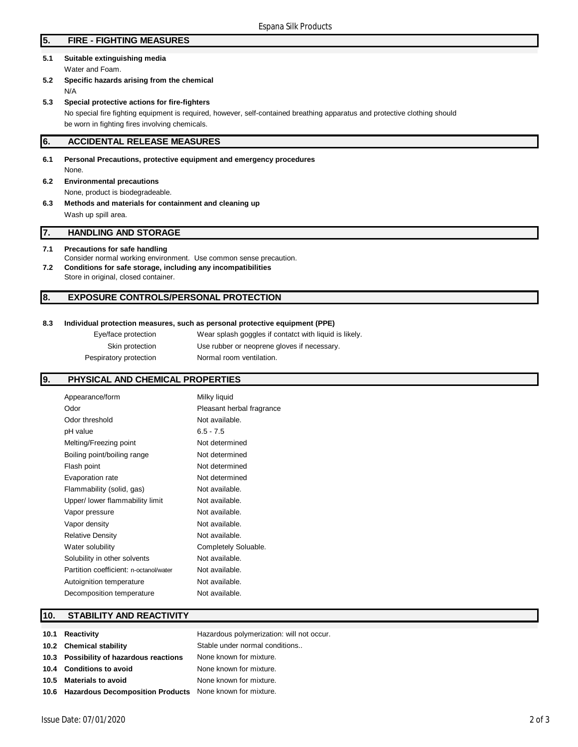## 5. FIRE - FIGHTING MEASURES

**5.1 Suitable extinguishing media**

Water and Foam.

**5.2 Specific hazards arising from the chemical**

N/A

**5.3 Special protective actions for fire-fighters**

No special fire fighting equipment is required, however, self-contained breathing apparatus and protective clothing should be worn in fighting fires involving chemicals.

## 6. ACCIDENTAL RELEASE MEASURES

**6.1 Personal Precautions, protective equipment and emergency procedures**

None.

**6.2 Environmental precautions**

None, product is biodegradeable.

**6.3 Methods and materials for containment and cleaning up**

Wash up spill area.

## 7. HANDLING AND STORAGE

**7.1 Precautions for safe handling**

Consider normal working environment. Use common sense precaution.

**7.2 Conditions for safe storage, including any incompatibilities**

Store in original, closed container.

## 8. EXPOSURE CONTROLS/PERSONAL PROTECTION

**8.3 Individual protection measures, such as personal protective equipment (PPE)**

| | |
|---|---|
| Eye/face protection | Wear splash goggles if contatct with liquid is likely. |
| Skin protection | Use rubber or neoprene gloves if necessary. |
| Pespiratory protection | Normal room ventilation. |

## 9. PHYSICAL AND CHEMICAL PROPERTIES

| | |
|---|---|
| Appearance/form | Milky liquid |
| Odor | Pleasant herbal fragrance |
| Odor threshold | Not available. |
| pH value | 6.5 - 7.5 |
| Melting/Freezing point | Not determined |
| Boiling point/boiling range | Not determined |
| Flash point | Not determined |
| Evaporation rate | Not determined |
| Flammability (solid, gas) | Not available. |
| Upper/ lower flammability limit | Not available. |
| Vapor pressure | Not available. |
| Vapor density | Not available. |
| Relative Density | Not available. |
| Water solubility | Completely Soluable. |
| Solubility in other solvents | Not available. |
| Partition coefficient: n-octanol/water | Not available. |
| Autoignition temperature | Not available. |
| Decomposition temperature | Not available. |

## 10. STABILITY AND REACTIVITY

| | |
|---|---|
| **10.1 Reactivity** | Hazardous polymerization: will not occur. |
| **10.2 Chemical stability** | Stable under normal conditions.. |
| **10.3 Possibility of hazardous reactions** | None known for mixture. |
| **10.4 Conditions to avoid** | None known for mixture. |
| **10.5 Materials to avoid** | None known for mixture. |
| **10.6 Hazardous Decomposition Products** | None known for mixture. |

Issue Date: 07/01/2020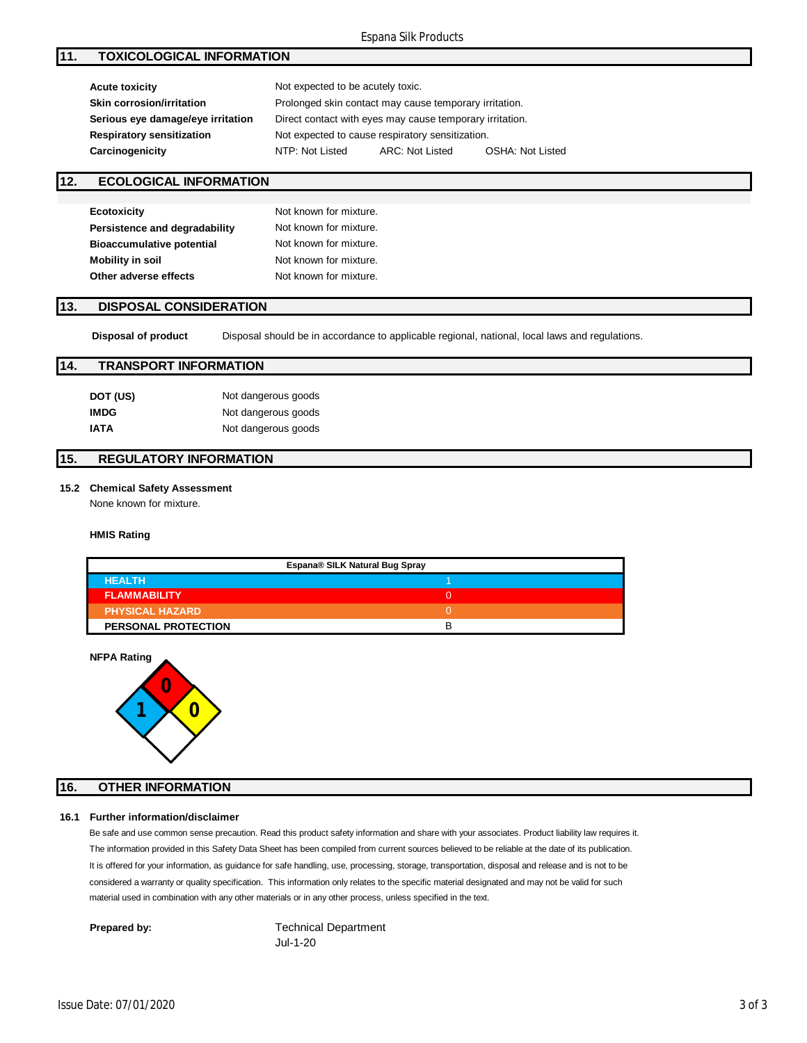## 11. TOXICOLOGICAL INFORMATION

| | |
|---|---|
| **Acute toxicity** | Not expected to be acutely toxic. |
| **Skin corrosion/irritation** | Prolonged skin contact may cause temporary irritation. |
| **Serious eye damage/eye irritation** | Direct contact with eyes may cause temporary irritation. |
| **Respiratory sensitization** | Not expected to cause respiratory sensitization. |
| **Carcinogenicity** | NTP: Not Listed ARC: Not Listed OSHA: Not Listed |

## 12. ECOLOGICAL INFORMATION

| | |
|---|---|
| **Ecotoxicity** | Not known for mixture. |
| **Persistence and degradability** | Not known for mixture. |
| **Bioaccumulative potential** | Not known for mixture. |
| **Mobility in soil** | Not known for mixture. |
| **Other adverse effects** | Not known for mixture. |

## 13. DISPOSAL CONSIDERATION

**Disposal of product** Disposal should be in accordance to applicable regional, national, local laws and regulations.

## 14. TRANSPORT INFORMATION

| | |
|---|---|
| **DOT (US)** | Not dangerous goods |
| **IMDG** | Not dangerous goods |
| **IATA** | Not dangerous goods |

## 15. REGULATORY INFORMATION

**15.2 Chemical Safety Assessment**

None known for mixture.

**HMIS Rating**

| Espana® SILK Natural Bug Spray | |
|---|---|
| HEALTH | 1 |
| FLAMMABILITY | 0 |
| PHYSICAL HAZARD | 0 |
| PERSONAL PROTECTION | B |

**NFPA Rating**

0

1 0

## 16. OTHER INFORMATION

**16.1 Further information/disclaimer**

Be safe and use common sense precaution. Read this product safety information and share with your associates. Product liability law requires it. The information provided in this Safety Data Sheet has been compiled from current sources believed to be reliable at the date of its publication. It is offered for your information, as guidance for safe handling, use, processing, storage, transportation, disposal and release and is not to be considered a warranty or quality specification. This information only relates to the specific material designated and may not be valid for such material used in combination with any other materials or in any other process, unless specified in the text.

**Prepared by:** Technical Department

Jul-1-20

Issue Date: 07/01/2020